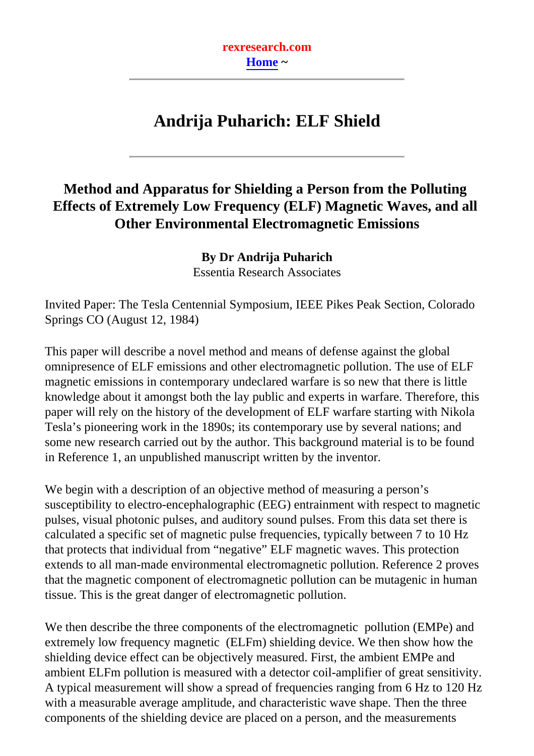rexresearch.com

Home ~

# Andrija Puharich: ELF Shield

## Method and Apparatus for Shielding a Person from the Polluting Effects of Extremely Low Frequency (ELF) Magnetic Waves, and all Other Environmental Electromagnetic Emissions

**By Dr Andrija Puharich**
Essentia Research Associates

Invited Paper: The Tesla Centennial Symposium, IEEE Pikes Peak Section, Colorado Springs CO (August 12, 1984)

This paper will describe a novel method and means of defense against the global omnipresence of ELF emissions and other electromagnetic pollution. The use of ELF magnetic emissions in contemporary undeclared warfare is so new that there is little knowledge about it amongst both the lay public and experts in warfare. Therefore, this paper will rely on the history of the development of ELF warfare starting with Nikola Tesla's pioneering work in the 1890s; its contemporary use by several nations; and some new research carried out by the author. This background material is to be found in Reference 1, an unpublished manuscript written by the inventor.

We begin with a description of an objective method of measuring a person's susceptibility to electro-encephalographic (EEG) entrainment with respect to magnetic pulses, visual photonic pulses, and auditory sound pulses. From this data set there is calculated a specific set of magnetic pulse frequencies, typically between 7 to 10 Hz that protects that individual from "negative" ELF magnetic waves. This protection extends to all man-made environmental electromagnetic pollution. Reference 2 proves that the magnetic component of electromagnetic pollution can be mutagenic in human tissue. This is the great danger of electromagnetic pollution.

We then describe the three components of the electromagnetic pollution (EMPe) and extremely low frequency magnetic (ELFm) shielding device. We then show how the shielding device effect can be objectively measured. First, the ambient EMPe and ambient ELFm pollution is measured with a detector coil-amplifier of great sensitivity. A typical measurement will show a spread of frequencies ranging from 6 Hz to 120 Hz with a measurable average amplitude, and characteristic wave shape. Then the three components of the shielding device are placed on a person, and the measurements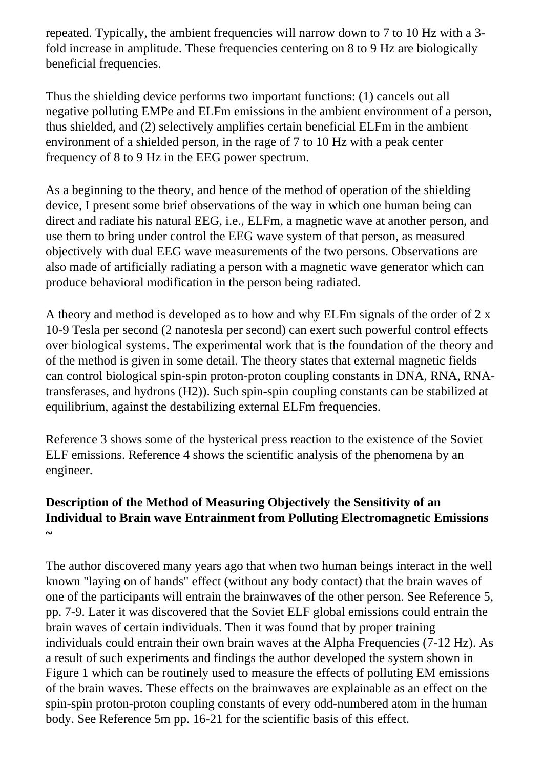repeated. Typically, the ambient frequencies will narrow down to 7 to 10 Hz with a 3-fold increase in amplitude. These frequencies centering on 8 to 9 Hz are biologically beneficial frequencies.

Thus the shielding device performs two important functions: (1) cancels out all negative polluting EMPe and ELFm emissions in the ambient environment of a person, thus shielded, and (2) selectively amplifies certain beneficial ELFm in the ambient environment of a shielded person, in the rage of 7 to 10 Hz with a peak center frequency of 8 to 9 Hz in the EEG power spectrum.

As a beginning to the theory, and hence of the method of operation of the shielding device, I present some brief observations of the way in which one human being can direct and radiate his natural EEG, i.e., ELFm, a magnetic wave at another person, and use them to bring under control the EEG wave system of that person, as measured objectively with dual EEG wave measurements of the two persons. Observations are also made of artificially radiating a person with a magnetic wave generator which can produce behavioral modification in the person being radiated.

A theory and method is developed as to how and why ELFm signals of the order of 2 x 10-9 Tesla per second (2 nanotesla per second) can exert such powerful control effects over biological systems. The experimental work that is the foundation of the theory and of the method is given in some detail. The theory states that external magnetic fields can control biological spin-spin proton-proton coupling constants in DNA, RNA, RNA-transferases, and hydrons (H2)). Such spin-spin coupling constants can be stabilized at equilibrium, against the destabilizing external ELFm frequencies.

Reference 3 shows some of the hysterical press reaction to the existence of the Soviet ELF emissions. Reference 4 shows the scientific analysis of the phenomena by an engineer.

## Description of the Method of Measuring Objectively the Sensitivity of an Individual to Brain wave Entrainment from Polluting Electromagnetic Emissions ~

The author discovered many years ago that when two human beings interact in the well known "laying on of hands" effect (without any body contact) that the brain waves of one of the participants will entrain the brainwaves of the other person. See Reference 5, pp. 7-9. Later it was discovered that the Soviet ELF global emissions could entrain the brain waves of certain individuals. Then it was found that by proper training individuals could entrain their own brain waves at the Alpha Frequencies (7-12 Hz). As a result of such experiments and findings the author developed the system shown in Figure 1 which can be routinely used to measure the effects of polluting EM emissions of the brain waves. These effects on the brainwaves are explainable as an effect on the spin-spin proton-proton coupling constants of every odd-numbered atom in the human body. See Reference 5m pp. 16-21 for the scientific basis of this effect.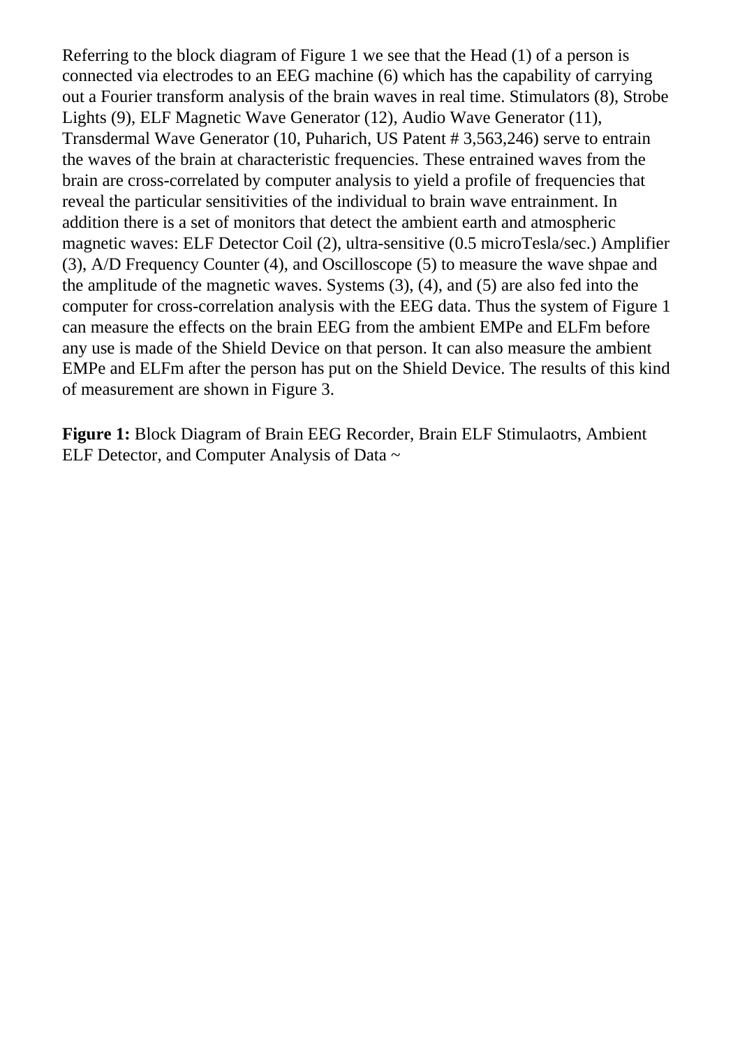Referring to the block diagram of Figure 1 we see that the Head (1) of a person is connected via electrodes to an EEG machine (6) which has the capability of carrying out a Fourier transform analysis of the brain waves in real time. Stimulators (8), Strobe Lights (9), ELF Magnetic Wave Generator (12), Audio Wave Generator (11), Transdermal Wave Generator (10, Puharich, US Patent # 3,563,246) serve to entrain the waves of the brain at characteristic frequencies. These entrained waves from the brain are cross-correlated by computer analysis to yield a profile of frequencies that reveal the particular sensitivities of the individual to brain wave entrainment. In addition there is a set of monitors that detect the ambient earth and atmospheric magnetic waves: ELF Detector Coil (2), ultra-sensitive (0.5 microTesla/sec.) Amplifier (3), A/D Frequency Counter (4), and Oscilloscope (5) to measure the wave shpae and the amplitude of the magnetic waves. Systems (3), (4), and (5) are also fed into the computer for cross-correlation analysis with the EEG data. Thus the system of Figure 1 can measure the effects on the brain EEG from the ambient EMPe and ELFm before any use is made of the Shield Device on that person. It can also measure the ambient EMPe and ELFm after the person has put on the Shield Device. The results of this kind of measurement are shown in Figure 3.

**Figure 1:** Block Diagram of Brain EEG Recorder, Brain ELF Stimulaotrs, Ambient ELF Detector, and Computer Analysis of Data ~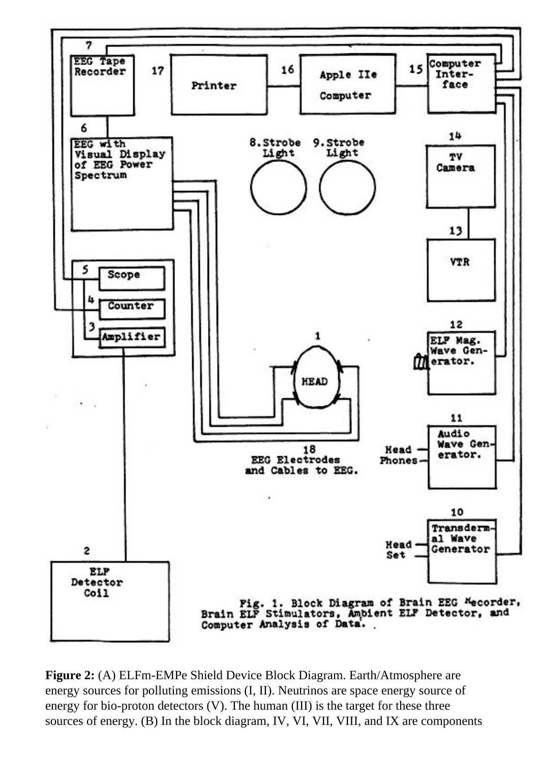7

EEG Tape Recorder

17

Printer

16

Apple IIe Computer

15

Computer Interface

6

EEG with Visual Display of EEG Power Spectrum

8. Strobe Light

9. Strobe Light

14

TV Camera

13

VTR

5 Scope

4 Counter

3 Amplifier

1

HEAD

12

ELF Mag. Wave Generator.

11

Audio Wave Generator.

Head Phones

18

EEG Electrodes and Cables to EEG.

10

Transdermal Wave Generator

Head Set

2

ELF Detector Coil

Fig. 1. Block Diagram of Brain EEG Recorder, Brain ELF Stimulators, Ambient ELF Detector, and Computer Analysis of Data.

**Figure 2:** (A) ELFm-EMPe Shield Device Block Diagram. Earth/Atmosphere are energy sources for polluting emissions (I, II). Neutrinos are space energy source of energy for bio-proton detectors (V). The human (III) is the target for these three sources of energy. (B) In the block diagram, IV, VI, VII, VIII, and IX are components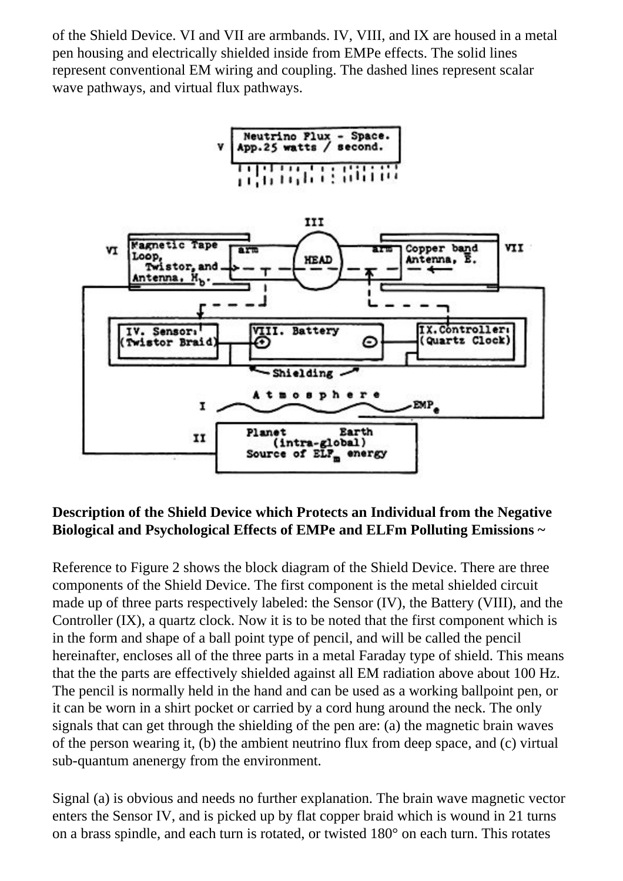of the Shield Device. VI and VII are armbands. IV, VIII, and IX are housed in a metal pen housing and electrically shielded inside from EMPe effects. The solid lines represent conventional EM wiring and coupling. The dashed lines represent scalar wave pathways, and virtual flux pathways.

**Description of the Shield Device which Protects an Individual from the Negative Biological and Psychological Effects of EMPe and ELFm Polluting Emissions ~**

Reference to Figure 2 shows the block diagram of the Shield Device. There are three components of the Shield Device. The first component is the metal shielded circuit made up of three parts respectively labeled: the Sensor (IV), the Battery (VIII), and the Controller (IX), a quartz clock. Now it is to be noted that the first component which is in the form and shape of a ball point type of pencil, and will be called the pencil hereinafter, encloses all of the three parts in a metal Faraday type of shield. This means that the the parts are effectively shielded against all EM radiation above about 100 Hz. The pencil is normally held in the hand and can be used as a working ballpoint pen, or it can be worn in a shirt pocket or carried by a cord hung around the neck. The only signals that can get through the shielding of the pen are: (a) the magnetic brain waves of the person wearing it, (b) the ambient neutrino flux from deep space, and (c) virtual sub-quantum anenergy from the environment.

Signal (a) is obvious and needs no further explanation. The brain wave magnetic vector enters the Sensor IV, and is picked up by flat copper braid which is wound in 21 turns on a brass spindle, and each turn is rotated, or twisted 180° on each turn. This rotates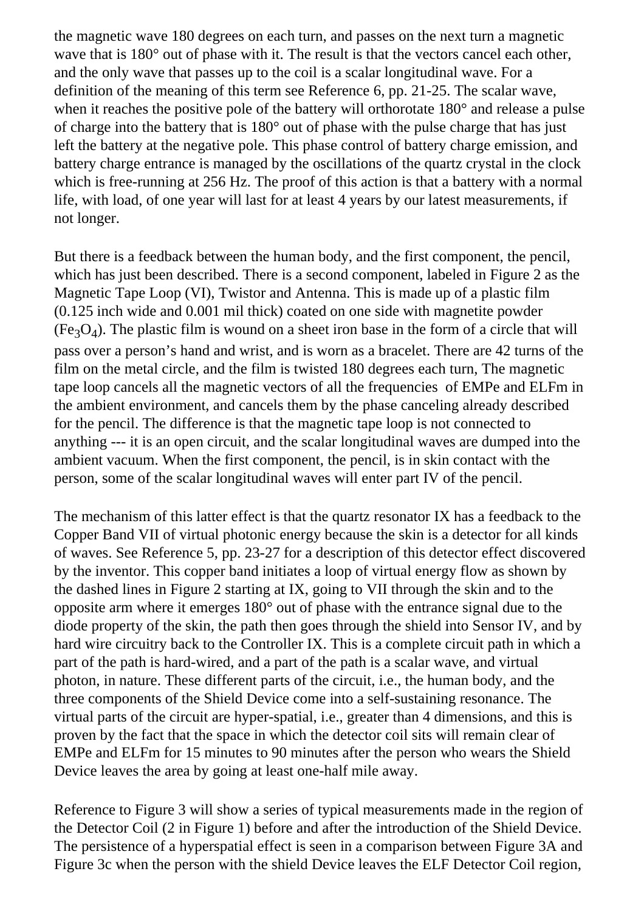the magnetic wave 180 degrees on each turn, and passes on the next turn a magnetic wave that is 180° out of phase with it. The result is that the vectors cancel each other, and the only wave that passes up to the coil is a scalar longitudinal wave. For a definition of the meaning of this term see Reference 6, pp. 21-25. The scalar wave, when it reaches the positive pole of the battery will orthorotate 180° and release a pulse of charge into the battery that is 180° out of phase with the pulse charge that has just left the battery at the negative pole. This phase control of battery charge emission, and battery charge entrance is managed by the oscillations of the quartz crystal in the clock which is free-running at 256 Hz. The proof of this action is that a battery with a normal life, with load, of one year will last for at least 4 years by our latest measurements, if not longer.

But there is a feedback between the human body, and the first component, the pencil, which has just been described. There is a second component, labeled in Figure 2 as the Magnetic Tape Loop (VI), Twistor and Antenna. This is made up of a plastic film (0.125 inch wide and 0.001 mil thick) coated on one side with magnetite powder ($Fe_3O_4$). The plastic film is wound on a sheet iron base in the form of a circle that will pass over a person's hand and wrist, and is worn as a bracelet. There are 42 turns of the film on the metal circle, and the film is twisted 180 degrees each turn, The magnetic tape loop cancels all the magnetic vectors of all the frequencies of EMPe and ELFm in the ambient environment, and cancels them by the phase canceling already described for the pencil. The difference is that the magnetic tape loop is not connected to anything --- it is an open circuit, and the scalar longitudinal waves are dumped into the ambient vacuum. When the first component, the pencil, is in skin contact with the person, some of the scalar longitudinal waves will enter part IV of the pencil.

The mechanism of this latter effect is that the quartz resonator IX has a feedback to the Copper Band VII of virtual photonic energy because the skin is a detector for all kinds of waves. See Reference 5, pp. 23-27 for a description of this detector effect discovered by the inventor. This copper band initiates a loop of virtual energy flow as shown by the dashed lines in Figure 2 starting at IX, going to VII through the skin and to the opposite arm where it emerges 180° out of phase with the entrance signal due to the diode property of the skin, the path then goes through the shield into Sensor IV, and by hard wire circuitry back to the Controller IX. This is a complete circuit path in which a part of the path is hard-wired, and a part of the path is a scalar wave, and virtual photon, in nature. These different parts of the circuit, i.e., the human body, and the three components of the Shield Device come into a self-sustaining resonance. The virtual parts of the circuit are hyper-spatial, i.e., greater than 4 dimensions, and this is proven by the fact that the space in which the detector coil sits will remain clear of EMPe and ELFm for 15 minutes to 90 minutes after the person who wears the Shield Device leaves the area by going at least one-half mile away.

Reference to Figure 3 will show a series of typical measurements made in the region of the Detector Coil (2 in Figure 1) before and after the introduction of the Shield Device. The persistence of a hyperspatial effect is seen in a comparison between Figure 3A and Figure 3c when the person with the shield Device leaves the ELF Detector Coil region,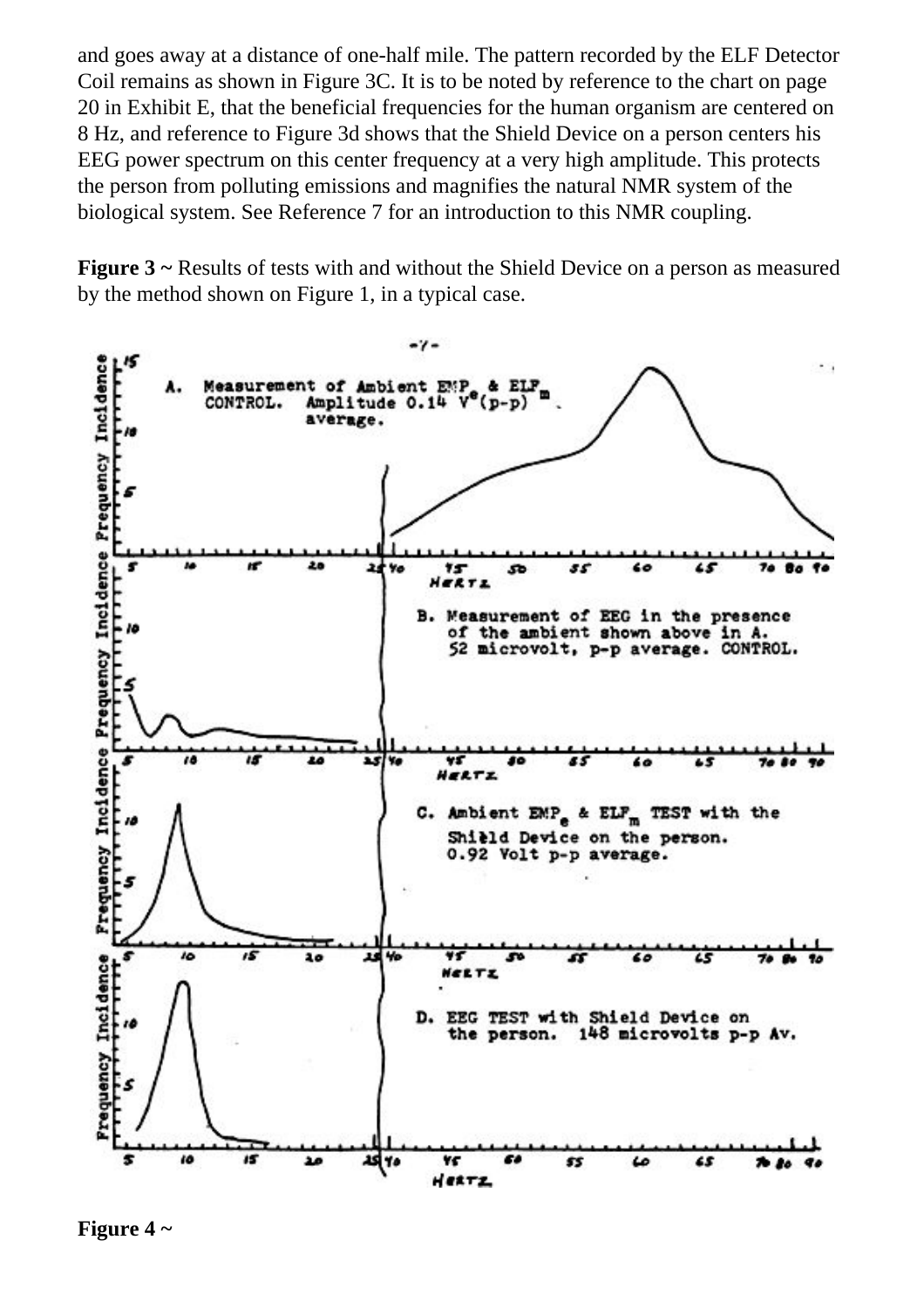and goes away at a distance of one-half mile. The pattern recorded by the ELF Detector Coil remains as shown in Figure 3C. It is to be noted by reference to the chart on page 20 in Exhibit E, that the beneficial frequencies for the human organism are centered on 8 Hz, and reference to Figure 3d shows that the Shield Device on a person centers his EEG power spectrum on this center frequency at a very high amplitude. This protects the person from polluting emissions and magnifies the natural NMR system of the biological system. See Reference 7 for an introduction to this NMR coupling.

**Figure 3 ~** Results of tests with and without the Shield Device on a person as measured by the method shown on Figure 1, in a typical case.

A. Measurement of Ambient $EMP_e$ & $ELF_m$ CONTROL. Amplitude 0.14 $V^e$(p-p) average.

B. Measurement of EEG in the presence of the ambient shown above in A. 52 microvolt, p-p average. CONTROL.

C. Ambient $EMP_e$ & $ELF_m$ TEST with the Shield Device on the person. 0.92 Volt p-p average.

D. EEG TEST with Shield Device on the person. 148 microvolts p-p Av.

**Figure 4 ~**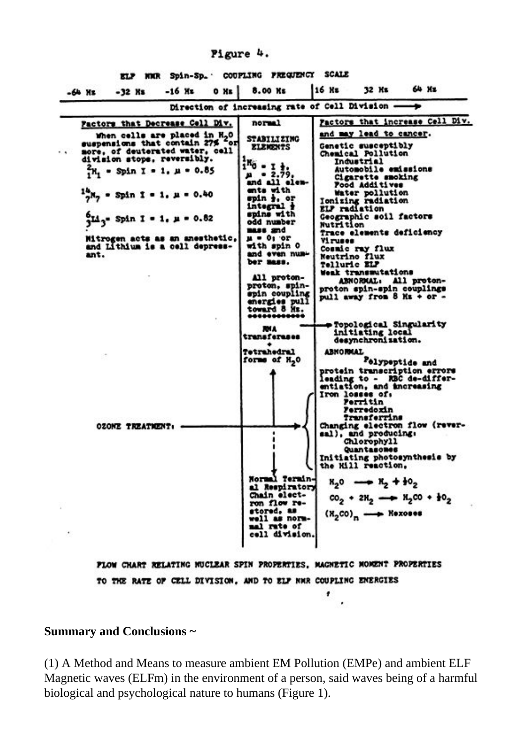Figure 4.

ELF NMR Spin-Sp. COUPLING FREQUENCY SCALE

-64 Hz -32 Hz -16 Hz 0 Hz | 8.00 Hz | 16 Hz 32 Hz 64 Hz

Direction of increasing rate of Cell Division ⟶

| Factors that Decrease Cell Div. | normal | Factors that increase Cell Div. and may lead to cancer. |
|---|---|---|
| When cells are placed in $H_2O$ suspensions that contain 27% or more, of deuterated water, cell division stops, reversibly.<br>$^2_1H_1$ = Spin I = 1, $\mu$ = 0.85<br>$^{14}_7N_7$ = Spin I = 1, $\mu$ = 0.40<br>$^6_3Li_3$ = Spin I = 1, $\mu$ = 0.82<br>Nitrogen acts as an anesthetic, and Lithium is a cell depressant. | STABILIZING ELEMENTS<br>$^1_1H_0$ = I ½, $\mu$ = 2.79, and all elements with spin ½, or integral ½ spins with odd number mass and $\mu$ = 0; or with spin 0 and even number mass.<br>All proton-proton, spin-spin coupling energies pull toward 8 Hz. | Genetic susceptibly<br>Chemical Pollution<br>Industrial<br>Automobile emissions<br>Cigarette smoking<br>Food Additives<br>Water pollution<br>Ionizing radiation<br>ELF radiation<br>Geographic soil factors<br>Nutrition<br>Trace elements deficiency<br>Viruses<br>Cosmic ray flux<br>Neutrino flux<br>Telluric ELF<br>Weak transmutations<br>ABNORMAL: All proton-proton spin-spin couplings pull away from 8 Hz + or - |
| | RNA transferases + Tetrahedral forms of $H_2O$ | ⟶ Topological Singularity initiating local desynchronization.<br>ABNORMAL<br>Polypeptide and protein transcription errors leading to - RBC de-differentiation, and increasing Iron losses of:<br>Ferritin<br>Ferredoxin<br>Transferrins |
| OZONE TREATMENT: ⟶ | | Changing electron flow (reversal), and producing:<br>Chlorophyll<br>Quantasomes<br>Initiating photosynthesis by the Hill reaction, |
| | Normal Terminal Respiratory Chain electron flow restored, as well as normal rate of cell division. | $H_2O \longrightarrow H_2 + \frac{1}{2}O_2$<br>$CO_2 + 2H_2 \longrightarrow H_2CO + \frac{1}{2}O_2$<br>$(H_2CO)_n \longrightarrow$ Hexoses |

FLOW CHART RELATING NUCLEAR SPIN PROPERTIES, MAGNETIC MOMENT PROPERTIES TO THE RATE OF CELL DIVISION, AND TO ELF NMR COUPLING ENERGIES

**Summary and Conclusions ~**

(1) A Method and Means to measure ambient EM Pollution (EMPe) and ambient ELF Magnetic waves (ELFm) in the environment of a person, said waves being of a harmful biological and psychological nature to humans (Figure 1).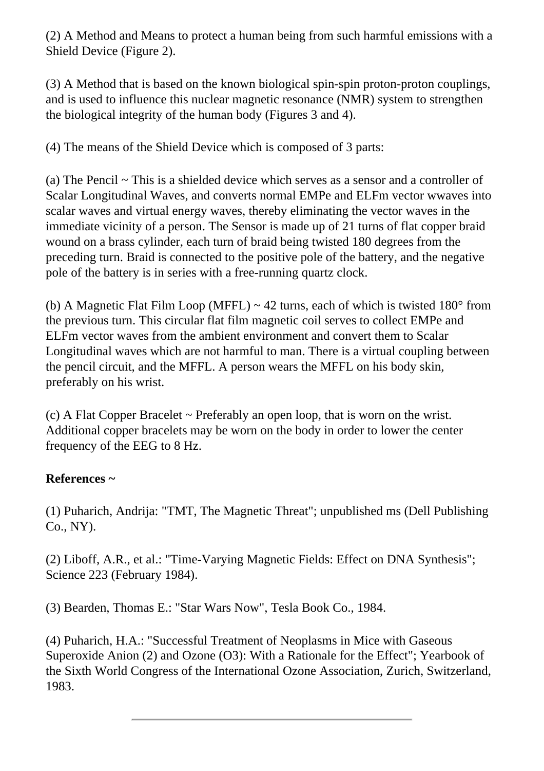(2) A Method and Means to protect a human being from such harmful emissions with a Shield Device (Figure 2).

(3) A Method that is based on the known biological spin-spin proton-proton couplings, and is used to influence this nuclear magnetic resonance (NMR) system to strengthen the biological integrity of the human body (Figures 3 and 4).

(4) The means of the Shield Device which is composed of 3 parts:

(a) The Pencil ~ This is a shielded device which serves as a sensor and a controller of Scalar Longitudinal Waves, and converts normal EMPe and ELFm vector wwaves into scalar waves and virtual energy waves, thereby eliminating the vector waves in the immediate vicinity of a person. The Sensor is made up of 21 turns of flat copper braid wound on a brass cylinder, each turn of braid being twisted 180 degrees from the preceding turn. Braid is connected to the positive pole of the battery, and the negative pole of the battery is in series with a free-running quartz clock.

(b) A Magnetic Flat Film Loop (MFFL) ~ 42 turns, each of which is twisted 180° from the previous turn. This circular flat film magnetic coil serves to collect EMPe and ELFm vector waves from the ambient environment and convert them to Scalar Longitudinal waves which are not harmful to man. There is a virtual coupling between the pencil circuit, and the MFFL. A person wears the MFFL on his body skin, preferably on his wrist.

(c) A Flat Copper Bracelet ~ Preferably an open loop, that is worn on the wrist. Additional copper bracelets may be worn on the body in order to lower the center frequency of the EEG to 8 Hz.

**References ~**

(1) Puharich, Andrija: "TMT, The Magnetic Threat"; unpublished ms (Dell Publishing Co., NY).

(2) Liboff, A.R., et al.: "Time-Varying Magnetic Fields: Effect on DNA Synthesis"; Science 223 (February 1984).

(3) Bearden, Thomas E.: "Star Wars Now", Tesla Book Co., 1984.

(4) Puharich, H.A.: "Successful Treatment of Neoplasms in Mice with Gaseous Superoxide Anion (2) and Ozone ($O_3$): With a Rationale for the Effect"; Yearbook of the Sixth World Congress of the International Ozone Association, Zurich, Switzerland, 1983.

---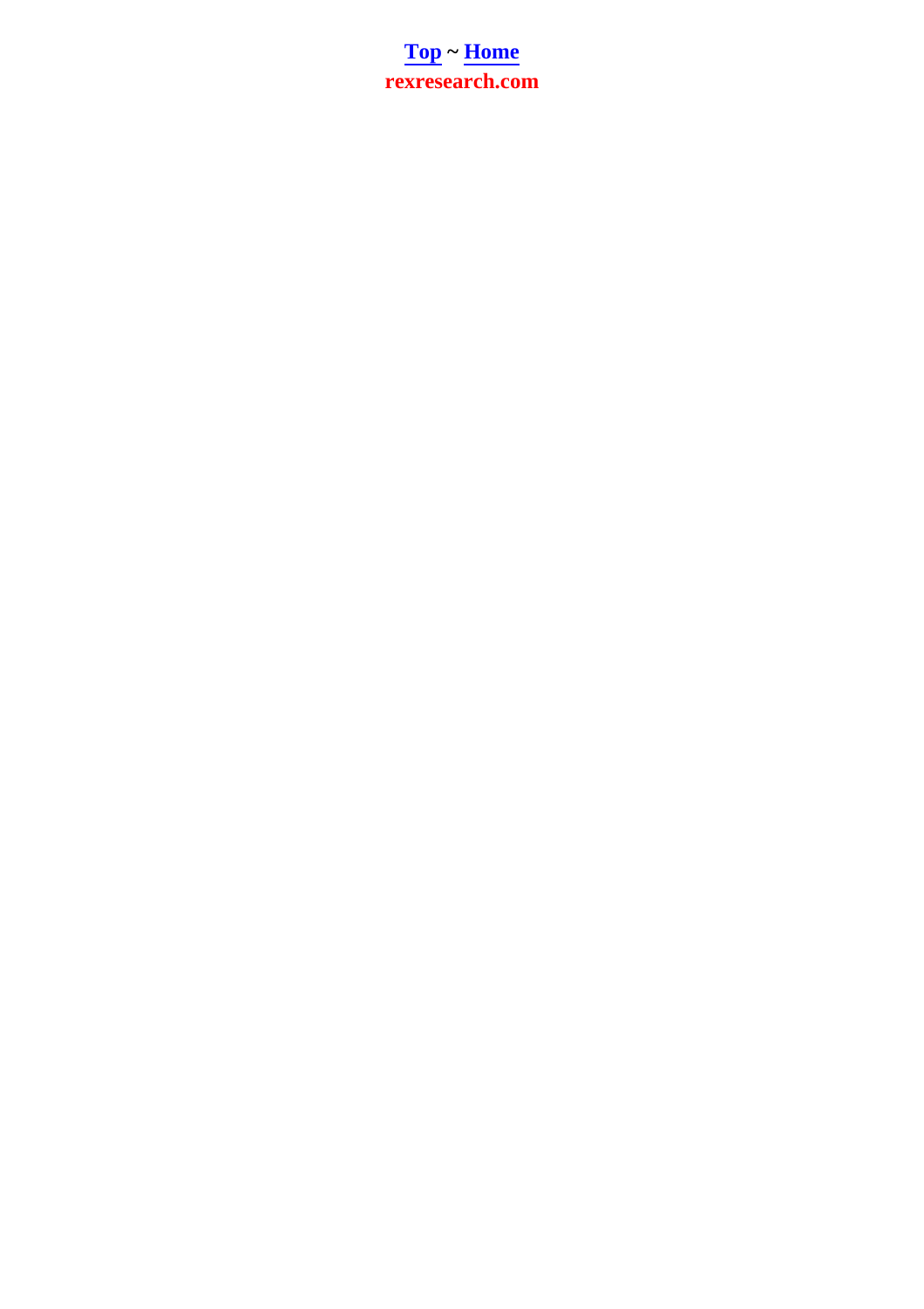**[Top](#) ~ [Home](#)**
**rexresearch.com**